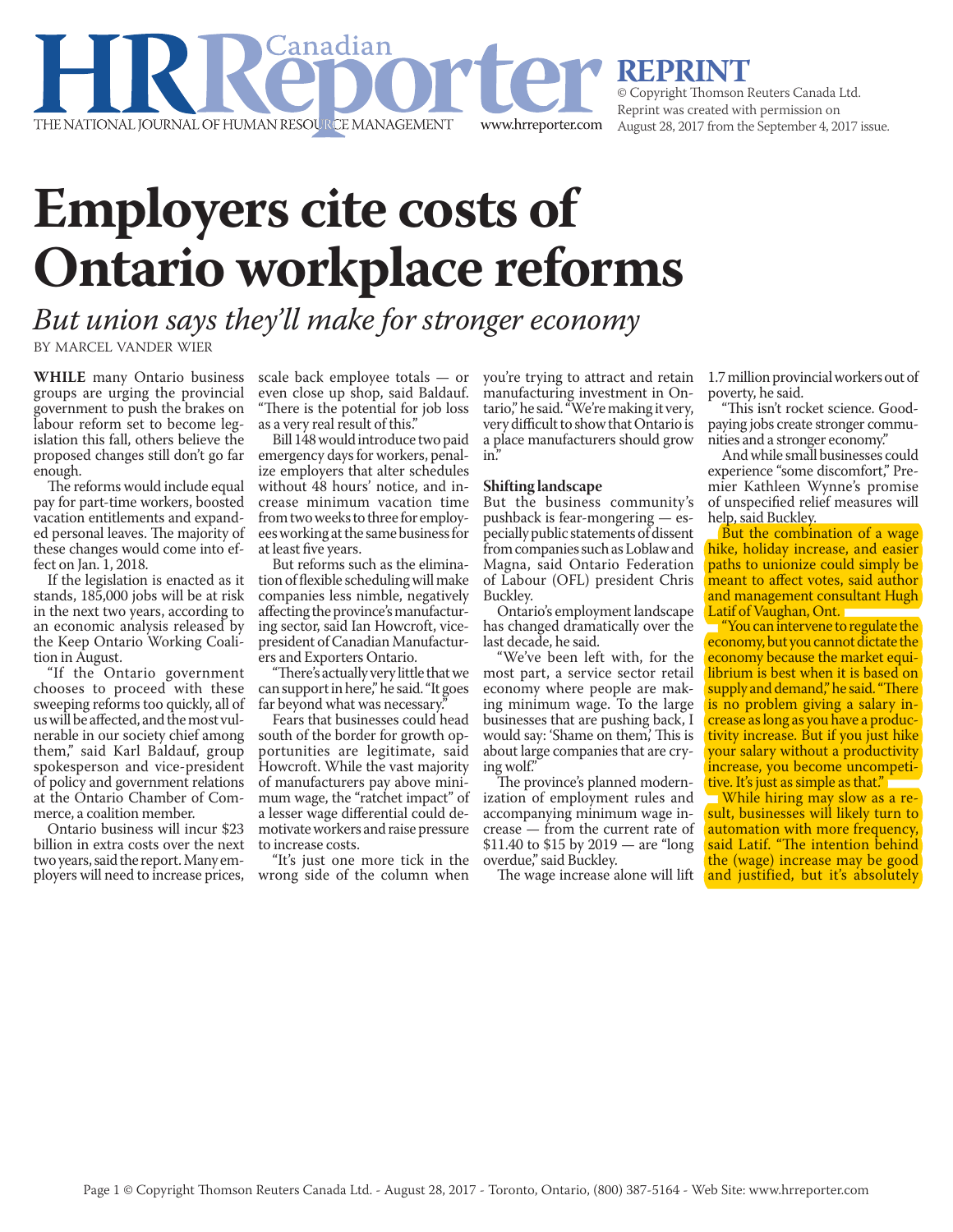# Employers cite costs of Ontario workplace reforms

*But union says they'll make for stronger economy*

BY MARCEL VANDER WIER

**WHILE** many Ontario business groups are urging the provincial government to push the brakes on labour reform set to become legislation this fall, others believe the proposed changes still don't go far enough.

The reforms would include equal pay for part-time workers, boosted vacation entitlements and expanded personal leaves. The majority of these changes would come into effect on Jan. 1, 2018.

If the legislation is enacted as it stands, 185,000 jobs will be at risk in the next two years, according to an economic analysis released by the Keep Ontario Working Coalition in August.

"If the Ontario government chooses to proceed with these sweeping reforms too quickly, all of us will be affected, and the most vulnerable in our society chief among them," said Karl Baldauf, group spokesperson and vice-president of policy and government relations at the Ontario Chamber of Commerce, a coalition member.

Ontario business will incur $23 billion in extra costs over the next two years, said the report. Many employers will need to increase prices, scale back employee totals — or even close up shop, said Baldauf. "There is the potential for job loss as a very real result of this."

Bill 148 would introduce two paid emergency days for workers, penalize employers that alter schedules without 48 hours' notice, and increase minimum vacation time from two weeks to three for employees working at the same business for at least five years.

But reforms such as the elimination of flexible scheduling will make companies less nimble, negatively affecting the province's manufacturing sector, said Ian Howcroft, vice-president of Canadian Manufacturers and Exporters Ontario.

"There's actually very little that we can support in here," he said. "It goes far beyond what was necessary."

Fears that businesses could head south of the border for growth opportunities are legitimate, said Howcroft. While the vast majority of manufacturers pay above minimum wage, the "ratchet impact" of a lesser wage differential could demotivate workers and raise pressure to increase costs.

"It's just one more tick in the wrong side of the column when you're trying to attract and retain manufacturing investment in Ontario," he said. "We're making it very, very difficult to show that Ontario is a place manufacturers should grow in."

## Shifting landscape

But the business community's pushback is fear-mongering — especially public statements of dissent from companies such as Loblaw and Magna, said Ontario Federation of Labour (OFL) president Chris Buckley.

Ontario's employment landscape has changed dramatically over the last decade, he said.

"We've been left with, for the most part, a service sector retail economy where people are making minimum wage. To the large businesses that are pushing back, I would say: 'Shame on them.' This is about large companies that are crying wolf."

The province's planned modernization of employment rules and accompanying minimum wage increase — from the current rate of $11.40 to $15 by 2019 — are "long overdue," said Buckley.

The wage increase alone will lift 1.7 million provincial workers out of poverty, he said.

"This isn't rocket science. Good-paying jobs create stronger communities and a stronger economy."

And while small businesses could experience "some discomfort," Premier Kathleen Wynne's promise of unspecified relief measures will help, said Buckley.

But the combination of a wage hike, holiday increase, and easier paths to unionize could simply be meant to affect votes, said author and management consultant Hugh Latif of Vaughan, Ont.

"You can intervene to regulate the economy, but you cannot dictate the economy because the market equilibrium is best when it is based on supply and demand," he said. "There is no problem giving a salary increase as long as you have a productivity increase. But if you just hike your salary without a productivity increase, you become uncompetitive. It's just as simple as that."

While hiring may slow as a result, businesses will likely turn to automation with more frequency, said Latif. "The intention behind the (wage) increase may be good and justified, but it's absolutely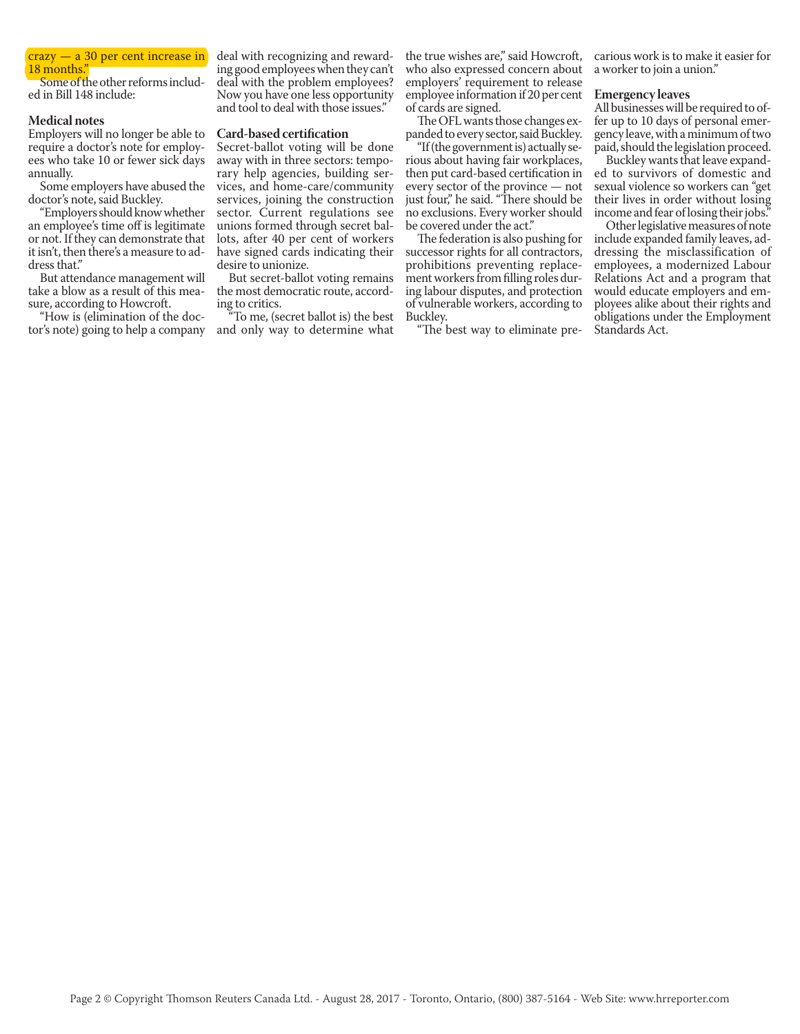crazy — a 30 per cent increase in 18 months."

Some of the other reforms included in Bill 148 include:

**Medical notes**

Employers will no longer be able to require a doctor's note for employees who take 10 or fewer sick days annually.

Some employers have abused the doctor's note, said Buckley.

"Employers should know whether an employee's time off is legitimate or not. If they can demonstrate that it isn't, then there's a measure to address that."

But attendance management will take a blow as a result of this measure, according to Howcroft.

"How is (elimination of the doctor's note) going to help a company deal with recognizing and rewarding good employees when they can't deal with the problem employees? Now you have one less opportunity and tool to deal with those issues."

**Card-based certification**

Secret-ballot voting will be done away with in three sectors: temporary help agencies, building services, and home-care/community services, joining the construction sector. Current regulations see unions formed through secret ballots, after 40 per cent of workers have signed cards indicating their desire to unionize.

But secret-ballot voting remains the most democratic route, according to critics.

"To me, (secret ballot is) the best and only way to determine what the true wishes are," said Howcroft, who also expressed concern about employers' requirement to release employee information if 20 per cent of cards are signed.

The OFL wants those changes expanded to every sector, said Buckley.

"If (the government is) actually serious about having fair workplaces, then put card-based certification in every sector of the province — not just four," he said. "There should be no exclusions. Every worker should be covered under the act."

The federation is also pushing for successor rights for all contractors, prohibitions preventing replacement workers from filling roles during labour disputes, and protection of vulnerable workers, according to Buckley.

"The best way to eliminate precarious work is to make it easier for a worker to join a union."

**Emergency leaves**

All businesses will be required to offer up to 10 days of personal emergency leave, with a minimum of two paid, should the legislation proceed.

Buckley wants that leave expanded to survivors of domestic and sexual violence so workers can "get their lives in order without losing income and fear of losing their jobs."

Other legislative measures of note include expanded family leaves, addressing the misclassification of employees, a modernized Labour Relations Act and a program that would educate employers and employees alike about their rights and obligations under the Employment Standards Act.